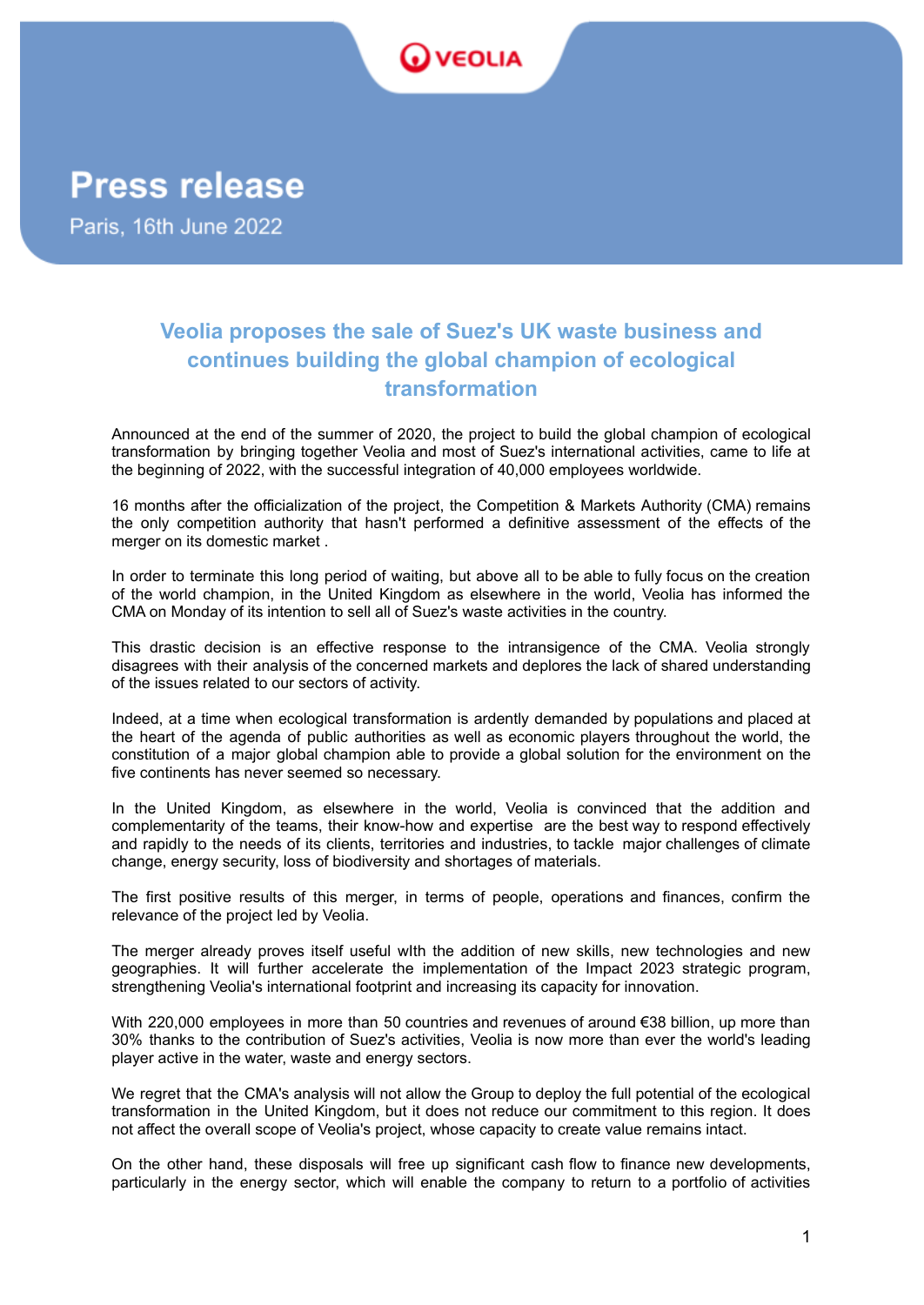# Press release

Paris, 16th June 2022

## Veolia proposes the sale of Suez's UK waste business and continues building the global champion of ecological transformation

Announced at the end of the summer of 2020, the project to build the global champion of ecological transformation by bringing together Veolia and most of Suez's international activities, came to life at the beginning of 2022, with the successful integration of 40,000 employees worldwide.

16 months after the officialization of the project, the Competition & Markets Authority (CMA) remains the only competition authority that hasn't performed a definitive assessment of the effects of the merger on its domestic market .

In order to terminate this long period of waiting, but above all to be able to fully focus on the creation of the world champion, in the United Kingdom as elsewhere in the world, Veolia has informed the CMA on Monday of its intention to sell all of Suez's waste activities in the country.

This drastic decision is an effective response to the intransigence of the CMA. Veolia strongly disagrees with their analysis of the concerned markets and deplores the lack of shared understanding of the issues related to our sectors of activity.

Indeed, at a time when ecological transformation is ardently demanded by populations and placed at the heart of the agenda of public authorities as well as economic players throughout the world, the constitution of a major global champion able to provide a global solution for the environment on the five continents has never seemed so necessary.

In the United Kingdom, as elsewhere in the world, Veolia is convinced that the addition and complementarity of the teams, their know-how and expertise are the best way to respond effectively and rapidly to the needs of its clients, territories and industries, to tackle major challenges of climate change, energy security, loss of biodiversity and shortages of materials.

The first positive results of this merger, in terms of people, operations and finances, confirm the relevance of the project led by Veolia.

The merger already proves itself useful wIth the addition of new skills, new technologies and new geographies. It will further accelerate the implementation of the Impact 2023 strategic program, strengthening Veolia's international footprint and increasing its capacity for innovation.

With 220,000 employees in more than 50 countries and revenues of around €38 billion, up more than 30% thanks to the contribution of Suez's activities, Veolia is now more than ever the world's leading player active in the water, waste and energy sectors.

We regret that the CMA's analysis will not allow the Group to deploy the full potential of the ecological transformation in the United Kingdom, but it does not reduce our commitment to this region. It does not affect the overall scope of Veolia's project, whose capacity to create value remains intact.

On the other hand, these disposals will free up significant cash flow to finance new developments, particularly in the energy sector, which will enable the company to return to a portfolio of activities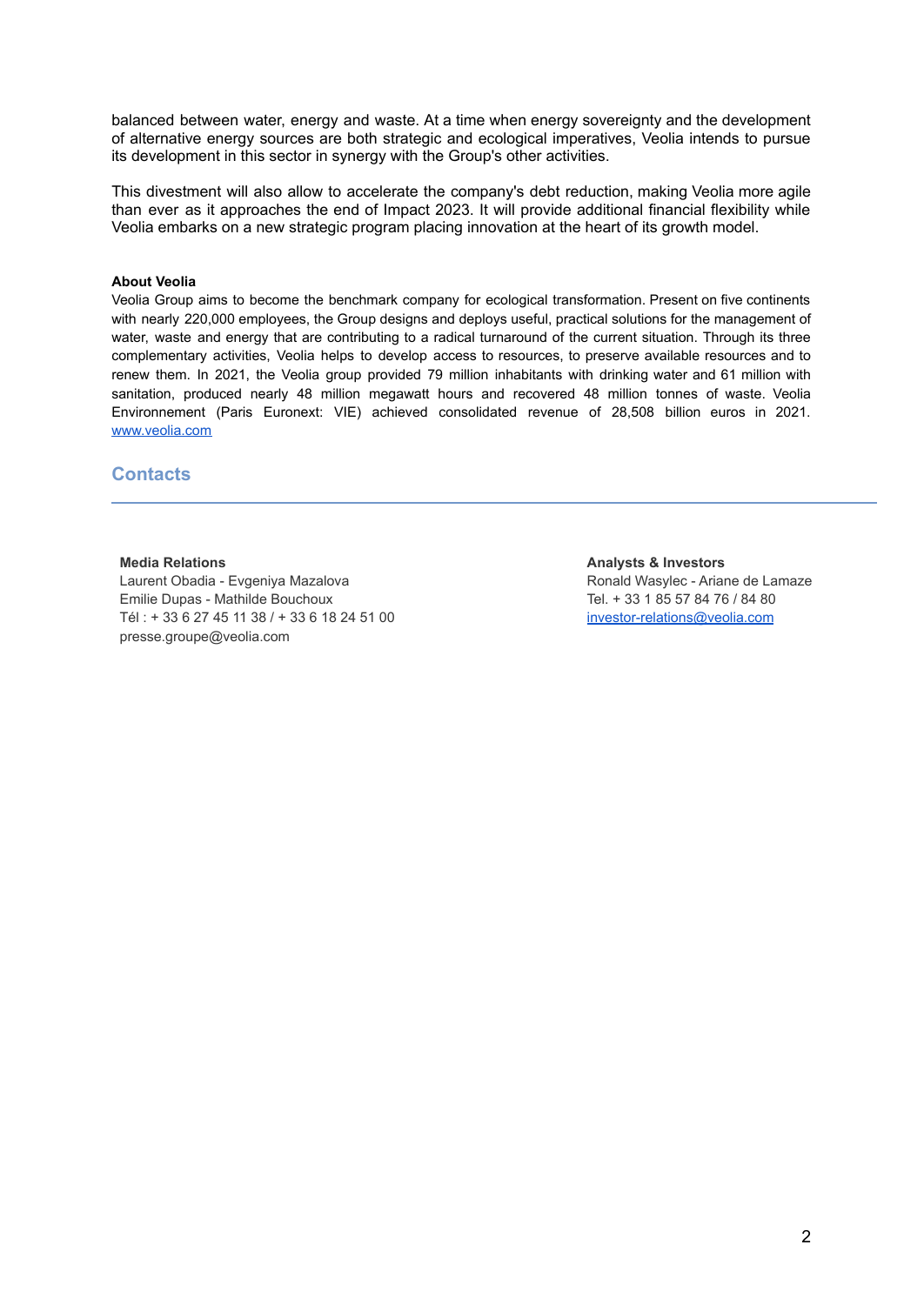balanced between water, energy and waste. At a time when energy sovereignty and the development of alternative energy sources are both strategic and ecological imperatives, Veolia intends to pursue its development in this sector in synergy with the Group's other activities.

This divestment will also allow to accelerate the company's debt reduction, making Veolia more agile than ever as it approaches the end of Impact 2023. It will provide additional financial flexibility while Veolia embarks on a new strategic program placing innovation at the heart of its growth model.

**About Veolia**

Veolia Group aims to become the benchmark company for ecological transformation. Present on five continents with nearly 220,000 employees, the Group designs and deploys useful, practical solutions for the management of water, waste and energy that are contributing to a radical turnaround of the current situation. Through its three complementary activities, Veolia helps to develop access to resources, to preserve available resources and to renew them. In 2021, the Veolia group provided 79 million inhabitants with drinking water and 61 million with sanitation, produced nearly 48 million megawatt hours and recovered 48 million tonnes of waste. Veolia Environnement (Paris Euronext: VIE) achieved consolidated revenue of 28,508 billion euros in 2021. [www.veolia.com](http://www.veolia.com)

## Contacts

**Media Relations**
Laurent Obadia - Evgeniya Mazalova
Emilie Dupas - Mathilde Bouchoux
Tél : + 33 6 27 45 11 38 / + 33 6 18 24 51 00
presse.groupe@veolia.com

**Analysts & Investors**
Ronald Wasylec - Ariane de Lamaze
Tel. + 33 1 85 57 84 76 / 84 80
[investor-relations@veolia.com](mailto:investor-relations@veolia.com)